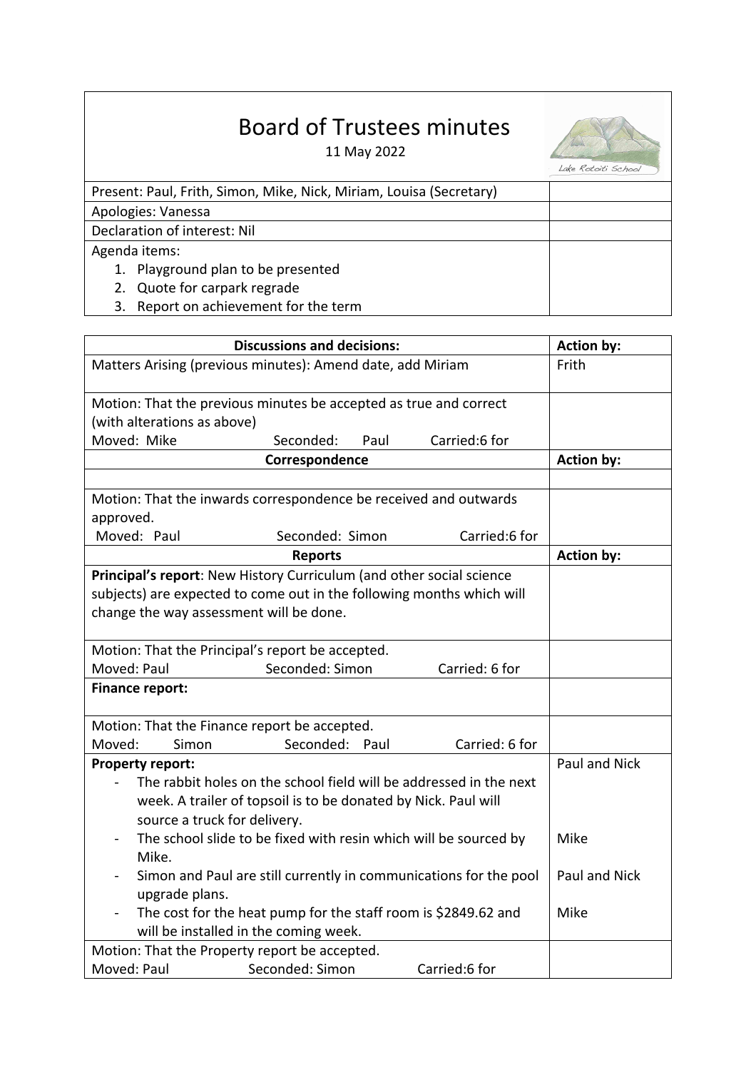# Board of Trustees minutes

11 May 2022

| | |
|---|---|
| Present: Paul, Frith, Simon, Mike, Nick, Miriam, Louisa (Secretary) | |
| Apologies: Vanessa | |
| Declaration of interest: Nil | |
| Agenda items:<br>1. Playground plan to be presented<br>2. Quote for carpark regrade<br>3. Report on achievement for the term | |

| Discussions and decisions: | Action by: |
|---|---|
| Matters Arising (previous minutes): Amend date, add Miriam | Frith |
| Motion: That the previous minutes be accepted as true and correct (with alterations as above)<br>Moved: Mike Seconded: Paul Carried:6 for | |
| **Correspondence** | **Action by:** |
| | |
| Motion: That the inwards correspondence be received and outwards approved.<br>Moved: Paul Seconded: Simon Carried:6 for | |
| **Reports** | **Action by:** |
| **Principal's report**: New History Curriculum (and other social science subjects) are expected to come out in the following months which will change the way assessment will be done. | |
| Motion: That the Principal's report be accepted.<br>Moved: Paul Seconded: Simon Carried: 6 for | |
| **Finance report:** | |
| Motion: That the Finance report be accepted.<br>Moved: Simon Seconded: Paul Carried: 6 for | |
| **Property report:**<br>- The rabbit holes on the school field will be addressed in the next week. A trailer of topsoil is to be donated by Nick. Paul will source a truck for delivery. | Paul and Nick |
| - The school slide to be fixed with resin which will be sourced by Mike. | Mike |
| - Simon and Paul are still currently in communications for the pool upgrade plans. | Paul and Nick |
| - The cost for the heat pump for the staff room is $2849.62 and will be installed in the coming week. | Mike |
| Motion: That the Property report be accepted.<br>Moved: Paul Seconded: Simon Carried:6 for | |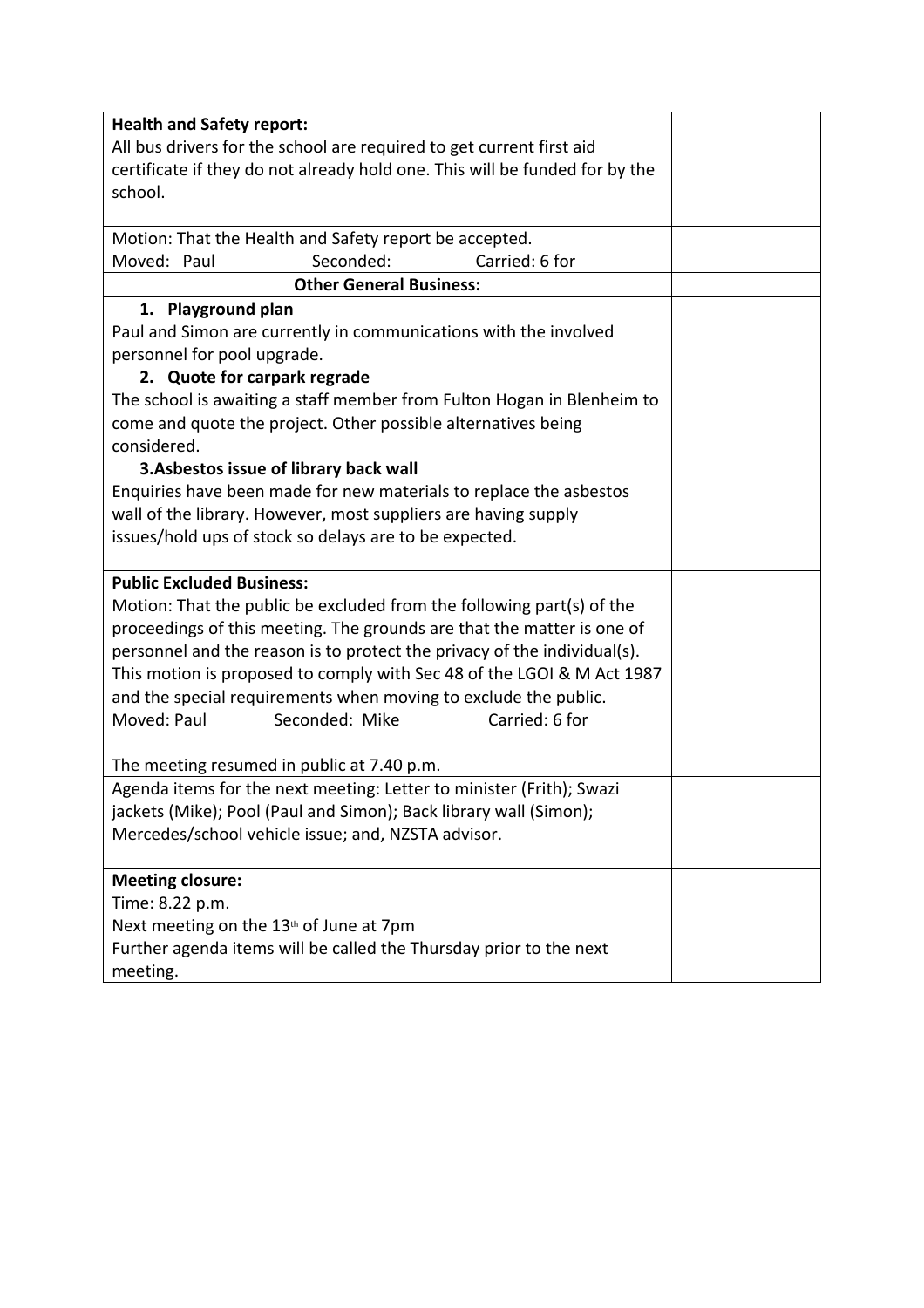| | |
|---|---|
| **Health and Safety report:**<br>All bus drivers for the school are required to get current first aid certificate if they do not already hold one. This will be funded for by the school. | |
| Motion: That the Health and Safety report be accepted.<br>Moved: Paul Seconded: Carried: 6 for | |
| **Other General Business:** | |
| **1. Playground plan**<br>Paul and Simon are currently in communications with the involved personnel for pool upgrade.<br>**2. Quote for carpark regrade**<br>The school is awaiting a staff member from Fulton Hogan in Blenheim to come and quote the project. Other possible alternatives being considered.<br>**3.Asbestos issue of library back wall**<br>Enquiries have been made for new materials to replace the asbestos wall of the library. However, most suppliers are having supply issues/hold ups of stock so delays are to be expected. | |
| **Public Excluded Business:**<br>Motion: That the public be excluded from the following part(s) of the proceedings of this meeting. The grounds are that the matter is one of personnel and the reason is to protect the privacy of the individual(s). This motion is proposed to comply with Sec 48 of the LGOI & M Act 1987 and the special requirements when moving to exclude the public.<br>Moved: Paul Seconded: Mike Carried: 6 for<br><br>The meeting resumed in public at 7.40 p.m. | |
| Agenda items for the next meeting: Letter to minister (Frith); Swazi jackets (Mike); Pool (Paul and Simon); Back library wall (Simon); Mercedes/school vehicle issue; and, NZSTA advisor. | |
| **Meeting closure:**<br>Time: 8.22 p.m.<br>Next meeting on the 13th of June at 7pm<br>Further agenda items will be called the Thursday prior to the next meeting. | |